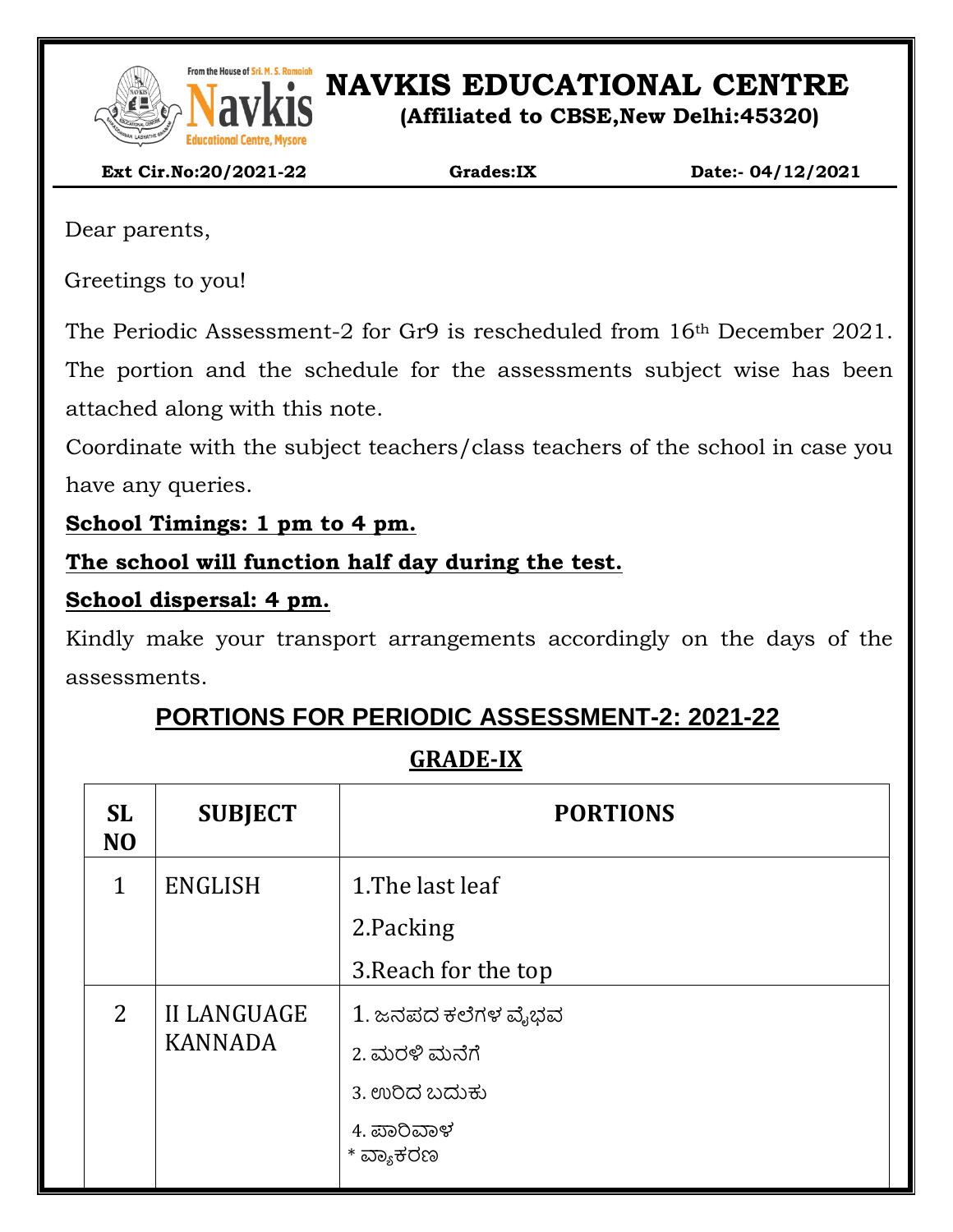# NAVKIS EDUCATIONAL CENTRE

**(Affiliated to CBSE,New Delhi:45320)**

**Ext Cir.No:20/2021-22** **Grades:IX** **Date:- 04/12/2021**

Dear parents,

Greetings to you!

The Periodic Assessment-2 for Gr9 is rescheduled from 16th December 2021. The portion and the schedule for the assessments subject wise has been attached along with this note.

Coordinate with the subject teachers/class teachers of the school in case you have any queries.

**School Timings: 1 pm to 4 pm.**

**The school will function half day during the test.**

**School dispersal: 4 pm.**

Kindly make your transport arrangements accordingly on the days of the assessments.

## PORTIONS FOR PERIODIC ASSESSMENT-2: 2021-22

### GRADE-IX

| SL NO | SUBJECT | PORTIONS |
|---|---|---|
| 1 | ENGLISH | 1.The last leaf<br>2.Packing<br>3.Reach for the top |
| 2 | II LANGUAGE KANNADA | 1. ಜನಪದ ಕಲೆಗಳ ವೈಭವ<br>2. ಮರಳಿ ಮನೆಗೆ<br>3. ಉರಿದ ಬದುಕು<br>4. ಪಾರಿವಾಳ<br>* ವ್ಯಾಕರಣ |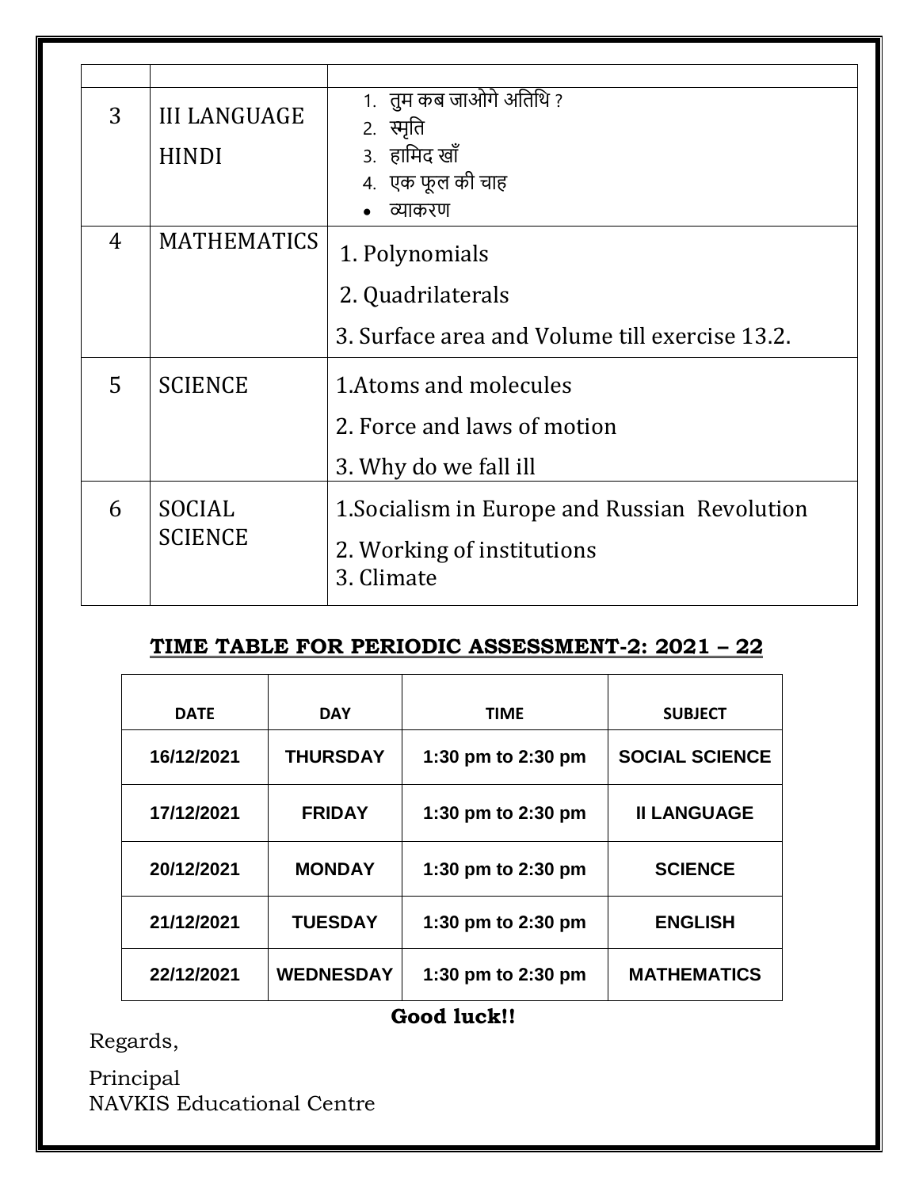| | | |
|---|---|---|
| | | |
| 3 | III LANGUAGE HINDI | 1. तुम कब जाओगे अतिथि ?<br>2. स्मृति<br>3. हामिद खाँ<br>4. एक फूल की चाह<br>• व्याकरण |
| 4 | MATHEMATICS | 1. Polynomials<br>2. Quadrilaterals<br>3. Surface area and Volume till exercise 13.2. |
| 5 | SCIENCE | 1.Atoms and molecules<br>2. Force and laws of motion<br>3. Why do we fall ill |
| 6 | SOCIAL SCIENCE | 1.Socialism in Europe and Russian Revolution<br>2. Working of institutions<br>3. Climate |

## TIME TABLE FOR PERIODIC ASSESSMENT-2: 2021 – 22

| DATE | DAY | TIME | SUBJECT |
|---|---|---|---|
| 16/12/2021 | THURSDAY | 1:30 pm to 2:30 pm | SOCIAL SCIENCE |
| 17/12/2021 | FRIDAY | 1:30 pm to 2:30 pm | II LANGUAGE |
| 20/12/2021 | MONDAY | 1:30 pm to 2:30 pm | SCIENCE |
| 21/12/2021 | TUESDAY | 1:30 pm to 2:30 pm | ENGLISH |
| 22/12/2021 | WEDNESDAY | 1:30 pm to 2:30 pm | MATHEMATICS |

**Good luck!!**

Regards,

Principal
NAVKIS Educational Centre